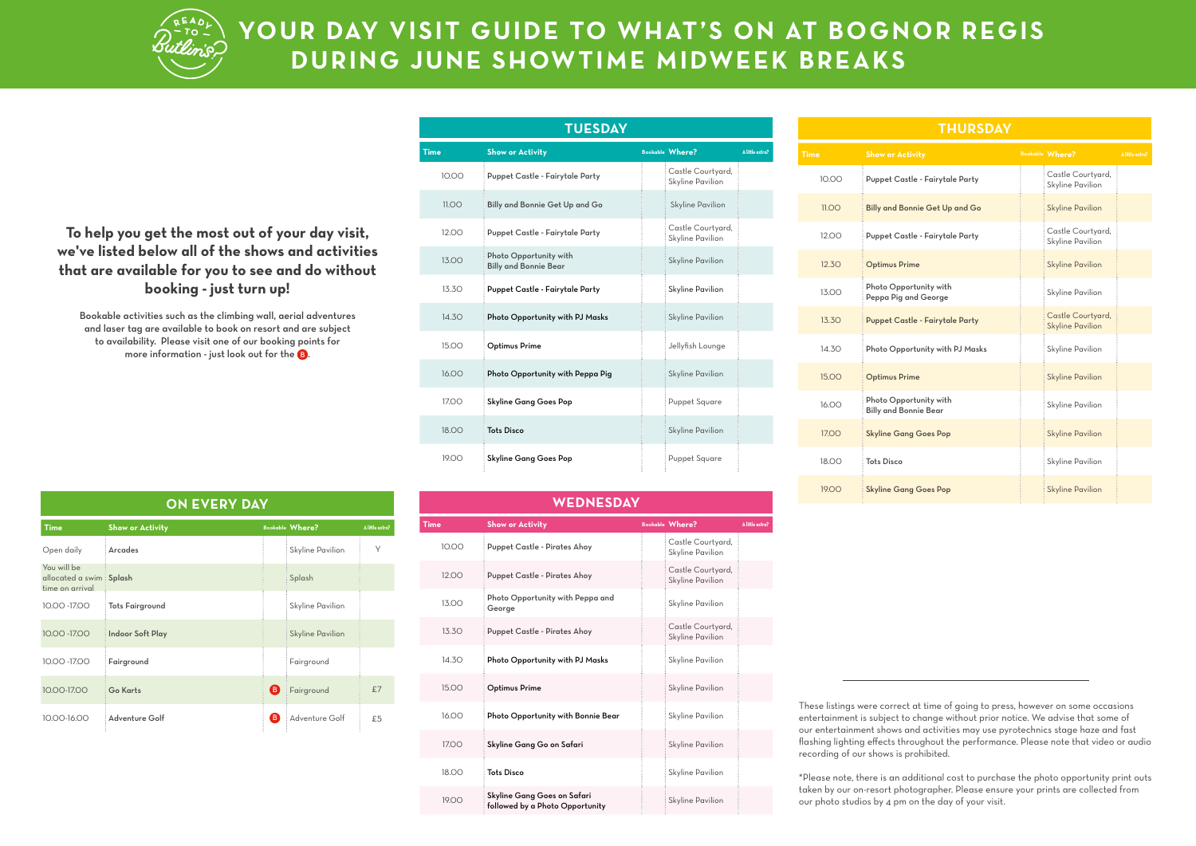# YOUR DAY VISIT GUIDE TO WHAT'S ON AT BOGNOR REGIS DURING JUNE SHOWTIME MIDWEEK BREAKS

**To help you get the most out of your day visit, we've listed below all of the shows and activities that are available for you to see and do without booking - just turn up!**

Bookable activities such as the climbing wall, aerial adventures and laser tag are available to book on resort and are subject to availability. Please visit one of our booking points for more information - just look out for the B.

## ON EVERY DAY

| Time | Show or Activity | Bookable | Where? | A little extra? |
|---|---|---|---|---|
| Open daily | Arcades | | Skyline Pavilion | Y |
| You will be allocated a swim time on arrival | Splash | | Splash | |
| 10.00 -17.00 | Tots Fairground | | Skyline Pavilion | |
| 10.00 -17.00 | Indoor Soft Play | | Skyline Pavilion | |
| 10.00 -17.00 | Fairground | | Fairground | |
| 10.00-17.00 | Go Karts | B | Fairground | £7 |
| 10.00-16.00 | Adventure Golf | B | Adventure Golf | £5 |

## TUESDAY

| Time | Show or Activity | Bookable | Where? | A little extra? |
|---|---|---|---|---|
| 10.00 | Puppet Castle - Fairytale Party | | Castle Courtyard, Skyline Pavilion | |
| 11.00 | Billy and Bonnie Get Up and Go | | Skyline Pavilion | |
| 12.00 | Puppet Castle - Fairytale Party | | Castle Courtyard, Skyline Pavilion | |
| 13.00 | Photo Opportunity with Billy and Bonnie Bear | | Skyline Pavilion | |
| 13.30 | Puppet Castle - Fairytale Party | | Skyline Pavilion | |
| 14.30 | Photo Opportunity with PJ Masks | | Skyline Pavilion | |
| 15.00 | Optimus Prime | | Jellyfish Lounge | |
| 16.00 | Photo Opportunity with Peppa Pig | | Skyline Pavilion | |
| 17.00 | Skyline Gang Goes Pop | | Puppet Square | |
| 18.00 | Tots Disco | | Skyline Pavilion | |
| 19.00 | Skyline Gang Goes Pop | | Puppet Square | |

## WEDNESDAY

| Time | Show or Activity | Bookable | Where? | A little extra? |
|---|---|---|---|---|
| 10.00 | Puppet Castle - Pirates Ahoy | | Castle Courtyard, Skyline Pavilion | |
| 12.00 | Puppet Castle - Pirates Ahoy | | Castle Courtyard, Skyline Pavilion | |
| 13.00 | Photo Opportunity with Peppa and George | | Skyline Pavilion | |
| 13.30 | Puppet Castle - Pirates Ahoy | | Castle Courtyard, Skyline Pavilion | |
| 14.30 | Photo Opportunity with PJ Masks | | Skyline Pavilion | |
| 15.00 | Optimus Prime | | Skyline Pavilion | |
| 16.00 | Photo Opportunity with Bonnie Bear | | Skyline Pavilion | |
| 17.00 | Skyline Gang Go on Safari | | Skyline Pavilion | |
| 18.00 | Tots Disco | | Skyline Pavilion | |
| 19.00 | Skyline Gang Goes on Safari followed by a Photo Opportunity | | Skyline Pavilion | |

## THURSDAY

| Time | Show or Activity | Bookable | Where? | A little extra? |
|---|---|---|---|---|
| 10.00 | Puppet Castle - Fairytale Party | | Castle Courtyard, Skyline Pavilion | |
| 11.00 | Billy and Bonnie Get Up and Go | | Skyline Pavilion | |
| 12.00 | Puppet Castle - Fairytale Party | | Castle Courtyard, Skyline Pavilion | |
| 12.30 | Optimus Prime | | Skyline Pavilion | |
| 13.00 | Photo Opportunity with Peppa Pig and George | | Skyline Pavilion | |
| 13.30 | Puppet Castle - Fairytale Party | | Castle Courtyard, Skyline Pavilion | |
| 14.30 | Photo Opportunity with PJ Masks | | Skyline Pavilion | |
| 15.00 | Optimus Prime | | Skyline Pavilion | |
| 16.00 | Photo Opportunity with Billy and Bonnie Bear | | Skyline Pavilion | |
| 17.00 | Skyline Gang Goes Pop | | Skyline Pavilion | |
| 18.00 | Tots Disco | | Skyline Pavilion | |
| 19.00 | Skyline Gang Goes Pop | | Skyline Pavilion | |

These listings were correct at time of going to press, however on some occasions entertainment is subject to change without prior notice. We advise that some of our entertainment shows and activities may use pyrotechnics stage haze and fast flashing lighting effects throughout the performance. Please note that video or audio recording of our shows is prohibited.

*Please note, there is an additional cost to purchase the photo opportunity print outs taken by our on-resort photographer. Please ensure your prints are collected from our photo studios by 4 pm on the day of your visit.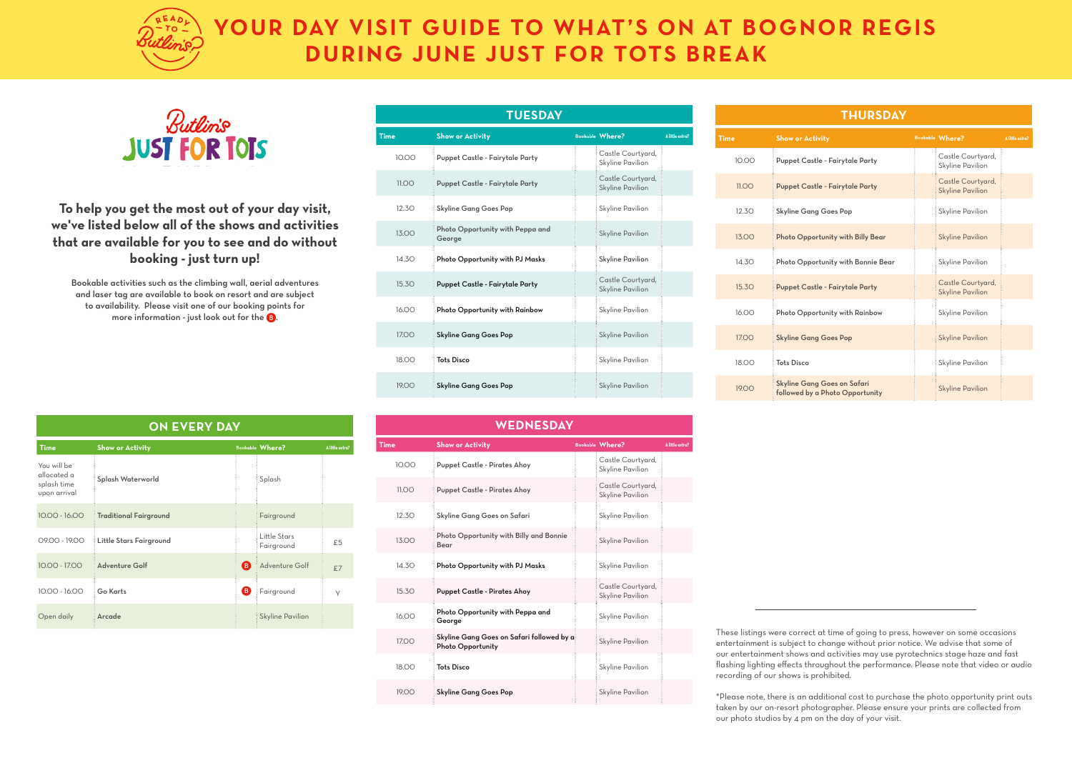# YOUR DAY VISIT GUIDE TO WHAT'S ON AT BOGNOR REGIS DURING JUNE JUST FOR TOTS BREAK

Butlin's JUST FOR TOTS

**To help you get the most out of your day visit, we've listed below all of the shows and activities that are available for you to see and do without booking - just turn up!**

Bookable activities such as the climbing wall, aerial adventures and laser tag are available to book on resort and are subject to availability. Please visit one of our booking points for more information - just look out for the B.

## ON EVERY DAY

| Time | Show or Activity | Bookable | Where? | A little extra? |
|---|---|---|---|---|
| You will be allocated a splash time upon arrival | Splash Waterworld | | Splash | |
| 10.00 - 16.00 | Traditional Fairground | | Fairground | |
| 09.00 - 19.00 | Little Stars Fairground | | Little Stars Fairground | £5 |
| 10.00 - 17.00 | Adventure Golf | B | Adventure Golf | £7 |
| 10.00 - 16.00 | Go Karts | B | Fairground | Y |
| Open daily | Arcade | | Skyline Pavilion | |

## TUESDAY

| Time | Show or Activity | Bookable | Where? | A little extra? |
|---|---|---|---|---|
| 10.00 | Puppet Castle - Fairytale Party | | Castle Courtyard, Skyline Pavilion | |
| 11.00 | Puppet Castle - Fairytale Party | | Castle Courtyard, Skyline Pavilion | |
| 12.30 | Skyline Gang Goes Pop | | Skyline Pavilion | |
| 13.00 | Photo Opportunity with Peppa and George | | Skyline Pavilion | |
| 14.30 | Photo Opportunity with PJ Masks | | Skyline Pavilion | |
| 15.30 | Puppet Castle - Fairytale Party | | Castle Courtyard, Skyline Pavilion | |
| 16.00 | Photo Opportunity with Rainbow | | Skyline Pavilion | |
| 17.00 | Skyline Gang Goes Pop | | Skyline Pavilion | |
| 18.00 | Tots Disco | | Skyline Pavilion | |
| 19.00 | Skyline Gang Goes Pop | | Skyline Pavilion | |

## WEDNESDAY

| Time | Show or Activity | Bookable | Where? | A little extra? |
|---|---|---|---|---|
| 10.00 | Puppet Castle - Pirates Ahoy | | Castle Courtyard, Skyline Pavilion | |
| 11.00 | Puppet Castle - Pirates Ahoy | | Castle Courtyard, Skyline Pavilion | |
| 12.30 | Skyline Gang Goes on Safari | | Skyline Pavilion | |
| 13.00 | Photo Opportunity with Billy and Bonnie Bear | | Skyline Pavilion | |
| 14.30 | Photo Opportunity with PJ Masks | | Skyline Pavilion | |
| 15.30 | Puppet Castle - Pirates Ahoy | | Castle Courtyard, Skyline Pavilion | |
| 16.00 | Photo Opportunity with Peppa and George | | Skyline Pavilion | |
| 17.00 | Skyline Gang Goes on Safari followed by a Photo Opportunity | | Skyline Pavilion | |
| 18.00 | Tots Disco | | Skyline Pavilion | |
| 19.00 | Skyline Gang Goes Pop | | Skyline Pavilion | |

## THURSDAY

| Time | Show or Activity | Bookable | Where? | A little extra? |
|---|---|---|---|---|
| 10.00 | Puppet Castle - Fairytale Party | | Castle Courtyard, Skyline Pavilion | |
| 11.00 | Puppet Castle - Fairytale Party | | Castle Courtyard, Skyline Pavilion | |
| 12.30 | Skyline Gang Goes Pop | | Skyline Pavilion | |
| 13.00 | Photo Opportunity with Billy Bear | | Skyline Pavilion | |
| 14.30 | Photo Opportunity with Bonnie Bear | | Skyline Pavilion | |
| 15.30 | Puppet Castle - Fairytale Party | | Castle Courtyard, Skyline Pavilion | |
| 16.00 | Photo Opportunity with Rainbow | | Skyline Pavilion | |
| 17.00 | Skyline Gang Goes Pop | | Skyline Pavilion | |
| 18.00 | Tots Disco | | Skyline Pavilion | |
| 19.00 | Skyline Gang Goes on Safari followed by a Photo Opportunity | | Skyline Pavilion | |

These listings were correct at time of going to press, however on some occasions entertainment is subject to change without prior notice. We advise that some of our entertainment shows and activities may use pyrotechnics stage haze and fast flashing lighting effects throughout the performance. Please note that video or audio recording of our shows is prohibited.

*Please note, there is an additional cost to purchase the photo opportunity print outs taken by our on-resort photographer. Please ensure your prints are collected from our photo studios by 4 pm on the day of your visit.